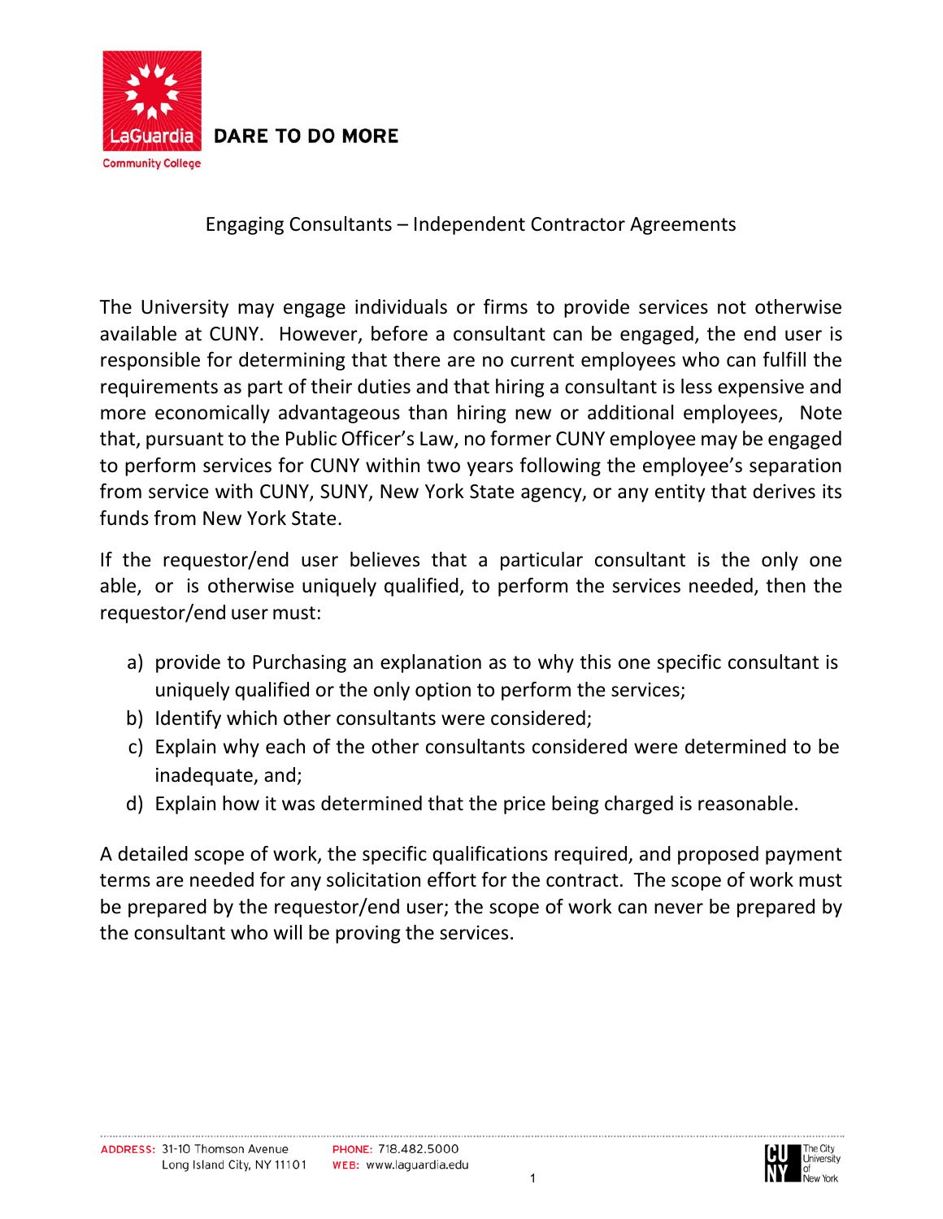# Engaging Consultants – Independent Contractor Agreements

The University may engage individuals or firms to provide services not otherwise available at CUNY. However, before a consultant can be engaged, the end user is responsible for determining that there are no current employees who can fulfill the requirements as part of their duties and that hiring a consultant is less expensive and more economically advantageous than hiring new or additional employees, Note that, pursuant to the Public Officer's Law, no former CUNY employee may be engaged to perform services for CUNY within two years following the employee's separation from service with CUNY, SUNY, New York State agency, or any entity that derives its funds from New York State.

If the requestor/end user believes that a particular consultant is the only one able, or is otherwise uniquely qualified, to perform the services needed, then the requestor/end user must:

a) provide to Purchasing an explanation as to why this one specific consultant is uniquely qualified or the only option to perform the services;
b) Identify which other consultants were considered;
c) Explain why each of the other consultants considered were determined to be inadequate, and;
d) Explain how it was determined that the price being charged is reasonable.

A detailed scope of work, the specific qualifications required, and proposed payment terms are needed for any solicitation effort for the contract. The scope of work must be prepared by the requestor/end user; the scope of work can never be prepared by the consultant who will be proving the services.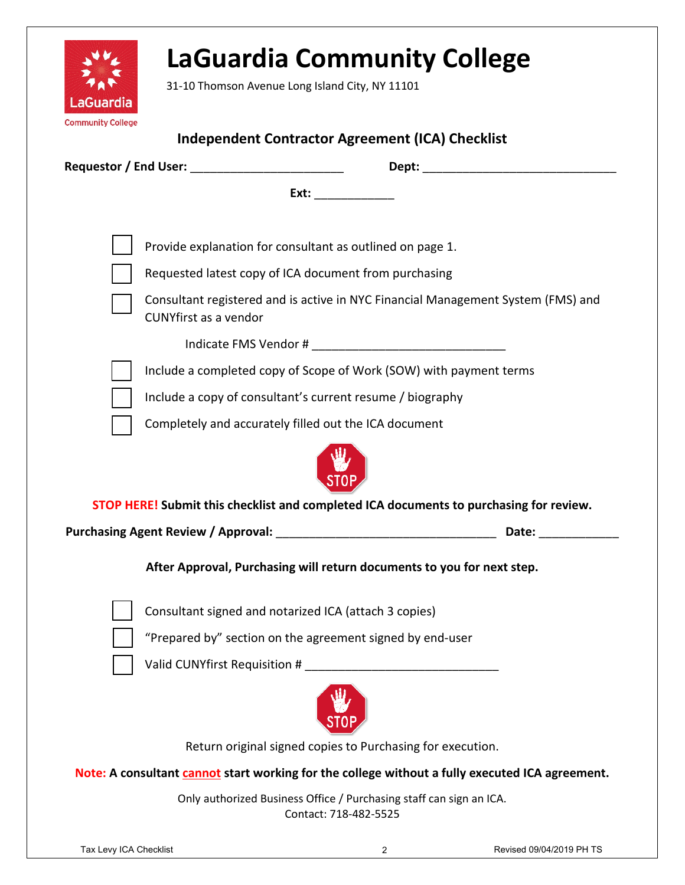# LaGuardia Community College

31-10 Thomson Avenue Long Island City, NY 11101

## Independent Contractor Agreement (ICA) Checklist

**Requestor / End User:** _______________________ **Dept:** _____________________________

**Ext:** ____________

- [ ] Provide explanation for consultant as outlined on page 1.
- [ ] Requested latest copy of ICA document from purchasing
- [ ] Consultant registered and is active in NYC Financial Management System (FMS) and CUNYfirst as a vendor

  Indicate FMS Vendor # _____________________________

- [ ] Include a completed copy of Scope of Work (SOW) with payment terms
- [ ] Include a copy of consultant's current resume / biography
- [ ] Completely and accurately filled out the ICA document

STOP

**STOP HERE! Submit this checklist and completed ICA documents to purchasing for review.**

**Purchasing Agent Review / Approval:** _________________________________ **Date:** ____________

**After Approval, Purchasing will return documents to you for next step.**

- [ ] Consultant signed and notarized ICA (attach 3 copies)
- [ ] "Prepared by" section on the agreement signed by end-user
- [ ] Valid CUNYfirst Requisition # _____________________________

STOP

Return original signed copies to Purchasing for execution.

**Note: A consultant cannot start working for the college without a fully executed ICA agreement.**

Only authorized Business Office / Purchasing staff can sign an ICA.
Contact: 718-482-5525

Tax Levy ICA Checklist

Revised 09/04/2019 PH TS